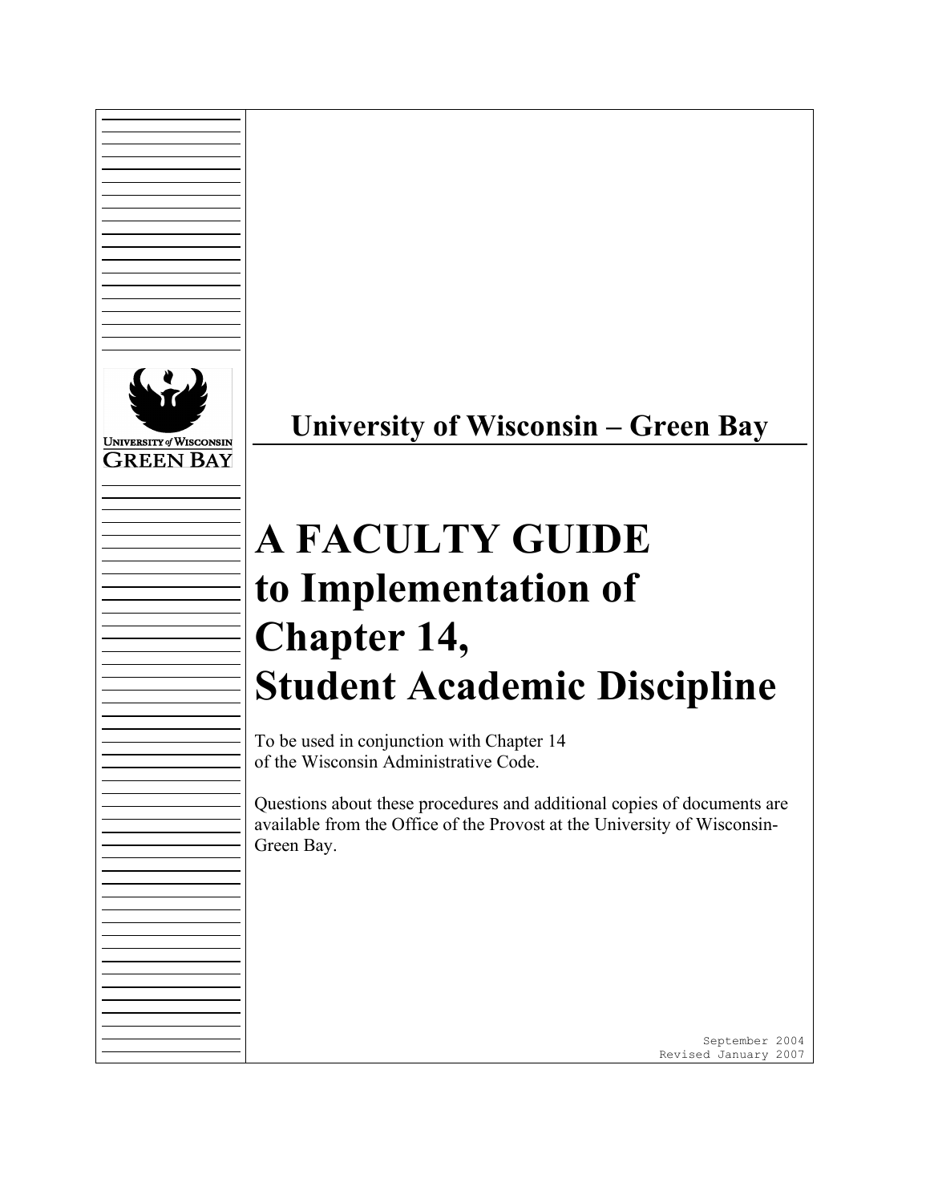## University of Wisconsin – Green Bay

# A FACULTY GUIDE to Implementation of Chapter 14, Student Academic Discipline

To be used in conjunction with Chapter 14 of the Wisconsin Administrative Code.

Questions about these procedures and additional copies of documents are available from the Office of the Provost at the University of Wisconsin-Green Bay.

September 2004
Revised January 2007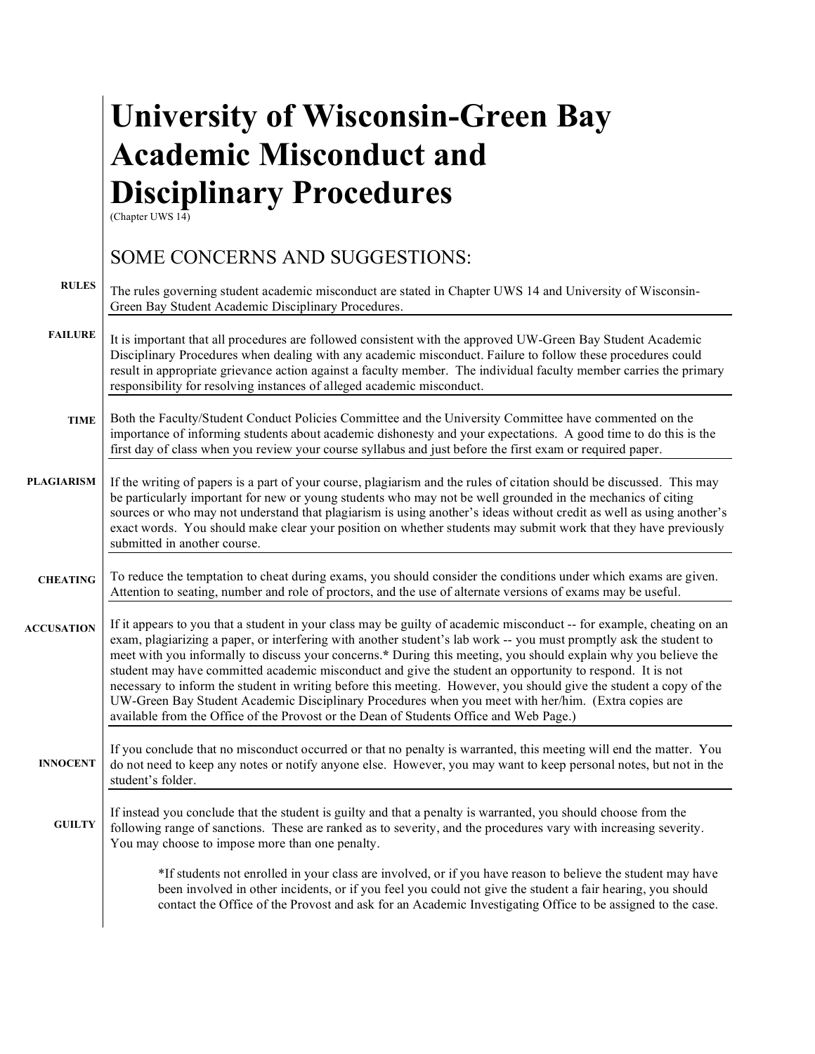# University of Wisconsin-Green Bay Academic Misconduct and Disciplinary Procedures

(Chapter UWS 14)

## SOME CONCERNS AND SUGGESTIONS:

**RULES**

The rules governing student academic misconduct are stated in Chapter UWS 14 and University of Wisconsin-Green Bay Student Academic Disciplinary Procedures.

**FAILURE**

It is important that all procedures are followed consistent with the approved UW-Green Bay Student Academic Disciplinary Procedures when dealing with any academic misconduct. Failure to follow these procedures could result in appropriate grievance action against a faculty member. The individual faculty member carries the primary responsibility for resolving instances of alleged academic misconduct.

**TIME**

Both the Faculty/Student Conduct Policies Committee and the University Committee have commented on the importance of informing students about academic dishonesty and your expectations. A good time to do this is the first day of class when you review your course syllabus and just before the first exam or required paper.

**PLAGIARISM**

If the writing of papers is a part of your course, plagiarism and the rules of citation should be discussed. This may be particularly important for new or young students who may not be well grounded in the mechanics of citing sources or who may not understand that plagiarism is using another's ideas without credit as well as using another's exact words. You should make clear your position on whether students may submit work that they have previously submitted in another course.

**CHEATING**

To reduce the temptation to cheat during exams, you should consider the conditions under which exams are given. Attention to seating, number and role of proctors, and the use of alternate versions of exams may be useful.

**ACCUSATION**

If it appears to you that a student in your class may be guilty of academic misconduct -- for example, cheating on an exam, plagiarizing a paper, or interfering with another student's lab work -- you must promptly ask the student to meet with you informally to discuss your concerns.**\*** During this meeting, you should explain why you believe the student may have committed academic misconduct and give the student an opportunity to respond. It is not necessary to inform the student in writing before this meeting. However, you should give the student a copy of the UW-Green Bay Student Academic Disciplinary Procedures when you meet with her/him. (Extra copies are available from the Office of the Provost or the Dean of Students Office and Web Page.)

**INNOCENT**

If you conclude that no misconduct occurred or that no penalty is warranted, this meeting will end the matter. You do not need to keep any notes or notify anyone else. However, you may want to keep personal notes, but not in the student's folder.

**GUILTY**

If instead you conclude that the student is guilty and that a penalty is warranted, you should choose from the following range of sanctions. These are ranked as to severity, and the procedures vary with increasing severity. You may choose to impose more than one penalty.

> *If students not enrolled in your class are involved, or if you have reason to believe the student may have been involved in other incidents, or if you feel you could not give the student a fair hearing, you should contact the Office of the Provost and ask for an Academic Investigating Office to be assigned to the case.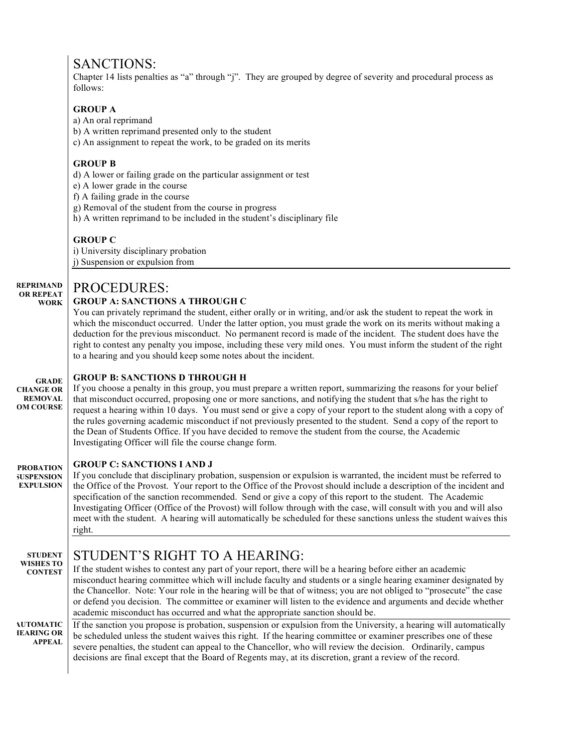## SANCTIONS:

Chapter 14 lists penalties as "a" through "j". They are grouped by degree of severity and procedural process as follows:

**GROUP A**

a) An oral reprimand
b) A written reprimand presented only to the student
c) An assignment to repeat the work, to be graded on its merits

**GROUP B**

d) A lower or failing grade on the particular assignment or test
e) A lower grade in the course
f) A failing grade in the course
g) Removal of the student from the course in progress
h) A written reprimand to be included in the student's disciplinary file

**GROUP C**

i) University disciplinary probation
j) Suspension or expulsion from

## PROCEDURES:

**REPRIMAND OR REPEAT WORK**

**GROUP A: SANCTIONS A THROUGH C**

You can privately reprimand the student, either orally or in writing, and/or ask the student to repeat the work in which the misconduct occurred. Under the latter option, you must grade the work on its merits without making a deduction for the previous misconduct. No permanent record is made of the incident. The student does have the right to contest any penalty you impose, including these very mild ones. You must inform the student of the right to a hearing and you should keep some notes about the incident.

**GRADE CHANGE OR REMOVAL OM COURSE**

**GROUP B: SANCTIONS D THROUGH H**

If you choose a penalty in this group, you must prepare a written report, summarizing the reasons for your belief that misconduct occurred, proposing one or more sanctions, and notifying the student that s/he has the right to request a hearing within 10 days. You must send or give a copy of your report to the student along with a copy of the rules governing academic misconduct if not previously presented to the student. Send a copy of the report to the Dean of Students Office. If you have decided to remove the student from the course, the Academic Investigating Officer will file the course change form.

**PROBATION SUSPENSION EXPULSION**

**GROUP C: SANCTIONS I AND J**

If you conclude that disciplinary probation, suspension or expulsion is warranted, the incident must be referred to the Office of the Provost. Your report to the Office of the Provost should include a description of the incident and specification of the sanction recommended. Send or give a copy of this report to the student. The Academic Investigating Officer (Office of the Provost) will follow through with the case, will consult with you and will also meet with the student. A hearing will automatically be scheduled for these sanctions unless the student waives this right.

## STUDENT'S RIGHT TO A HEARING:

**STUDENT WISHES TO CONTEST**

If the student wishes to contest any part of your report, there will be a hearing before either an academic misconduct hearing committee which will include faculty and students or a single hearing examiner designated by the Chancellor. Note: Your role in the hearing will be that of witness; you are not obliged to "prosecute" the case or defend you decision. The committee or examiner will listen to the evidence and arguments and decide whether academic misconduct has occurred and what the appropriate sanction should be.

**AUTOMATIC HEARING OR APPEAL**

If the sanction you propose is probation, suspension or expulsion from the University, a hearing will automatically be scheduled unless the student waives this right. If the hearing committee or examiner prescribes one of these severe penalties, the student can appeal to the Chancellor, who will review the decision. Ordinarily, campus decisions are final except that the Board of Regents may, at its discretion, grant a review of the record.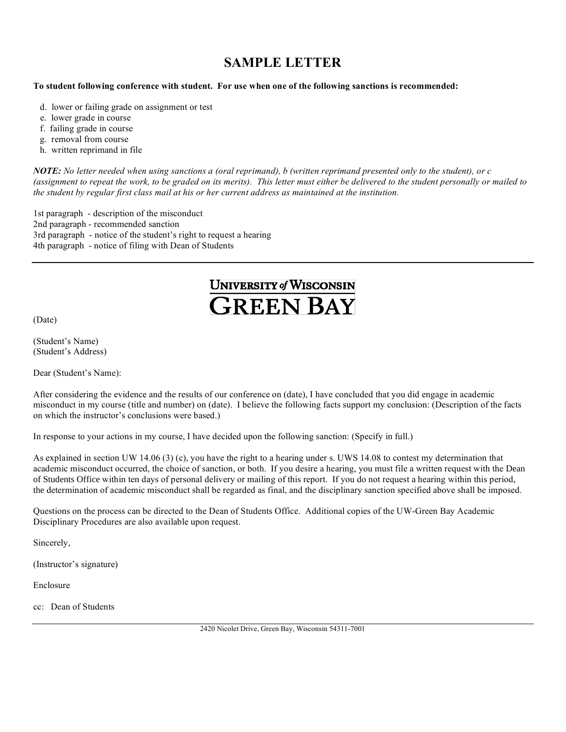# SAMPLE LETTER

**To student following conference with student. For use when one of the following sanctions is recommended:**

d. lower or failing grade on assignment or test
e. lower grade in course
f. failing grade in course
g. removal from course
h. written reprimand in file

***NOTE:*** *No letter needed when using sanctions a (oral reprimand), b (written reprimand presented only to the student), or c (assignment to repeat the work, to be graded on its merits). This letter must either be delivered to the student personally or mailed to the student by regular first class mail at his or her current address as maintained at the institution.*

1st paragraph - description of the misconduct
2nd paragraph - recommended sanction
3rd paragraph - notice of the student's right to request a hearing
4th paragraph - notice of filing with Dean of Students

---

UNIVERSITY of WISCONSIN
GREEN BAY

(Date)

(Student's Name)
(Student's Address)

Dear (Student's Name):

After considering the evidence and the results of our conference on (date), I have concluded that you did engage in academic misconduct in my course (title and number) on (date). I believe the following facts support my conclusion: (Description of the facts on which the instructor's conclusions were based.)

In response to your actions in my course, I have decided upon the following sanction: (Specify in full.)

As explained in section UW 14.06 (3) (c), you have the right to a hearing under s. UWS 14.08 to contest my determination that academic misconduct occurred, the choice of sanction, or both. If you desire a hearing, you must file a written request with the Dean of Students Office within ten days of personal delivery or mailing of this report. If you do not request a hearing within this period, the determination of academic misconduct shall be regarded as final, and the disciplinary sanction specified above shall be imposed.

Questions on the process can be directed to the Dean of Students Office. Additional copies of the UW-Green Bay Academic Disciplinary Procedures are also available upon request.

Sincerely,

(Instructor's signature)

Enclosure

cc: Dean of Students

---

2420 Nicolet Drive, Green Bay, Wisconsin 54311-7001